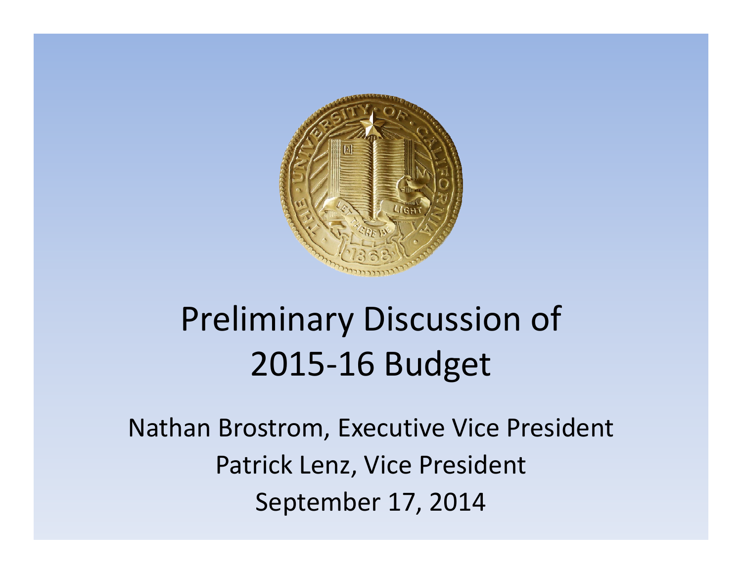# Preliminary Discussion of 2015-16 Budget

Nathan Brostrom, Executive Vice President

Patrick Lenz, Vice President

September 17, 2014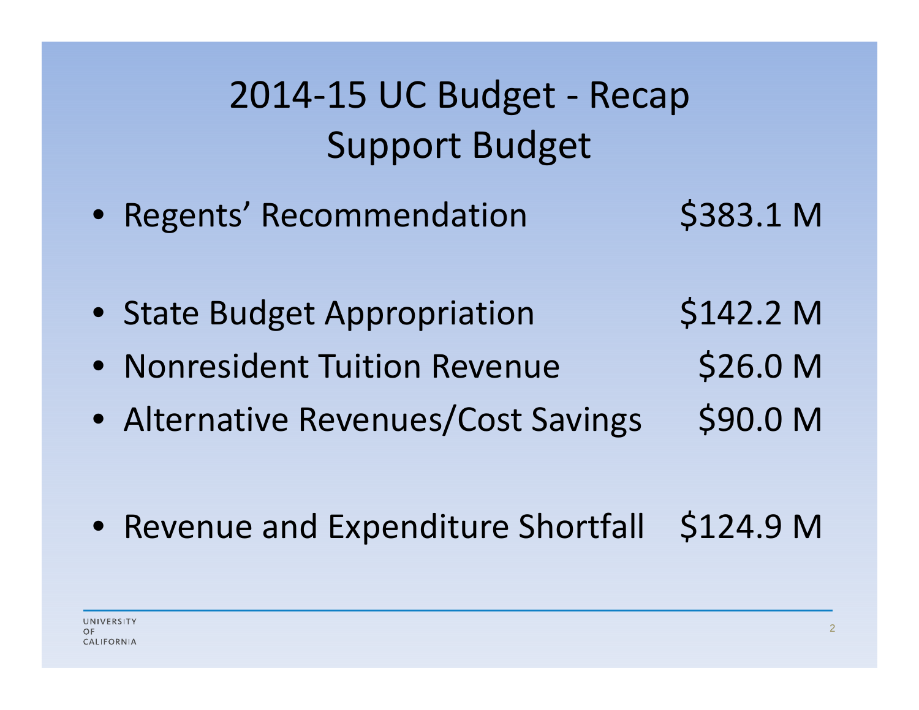# 2014-15 UC Budget - Recap
## Support Budget

- Regents' Recommendation $383.1 M

- State Budget Appropriation $142.2 M
- Nonresident Tuition Revenue $26.0 M
- Alternative Revenues/Cost Savings $90.0 M

- Revenue and Expenditure Shortfall $124.9 M

UNIVERSITY OF CALIFORNIA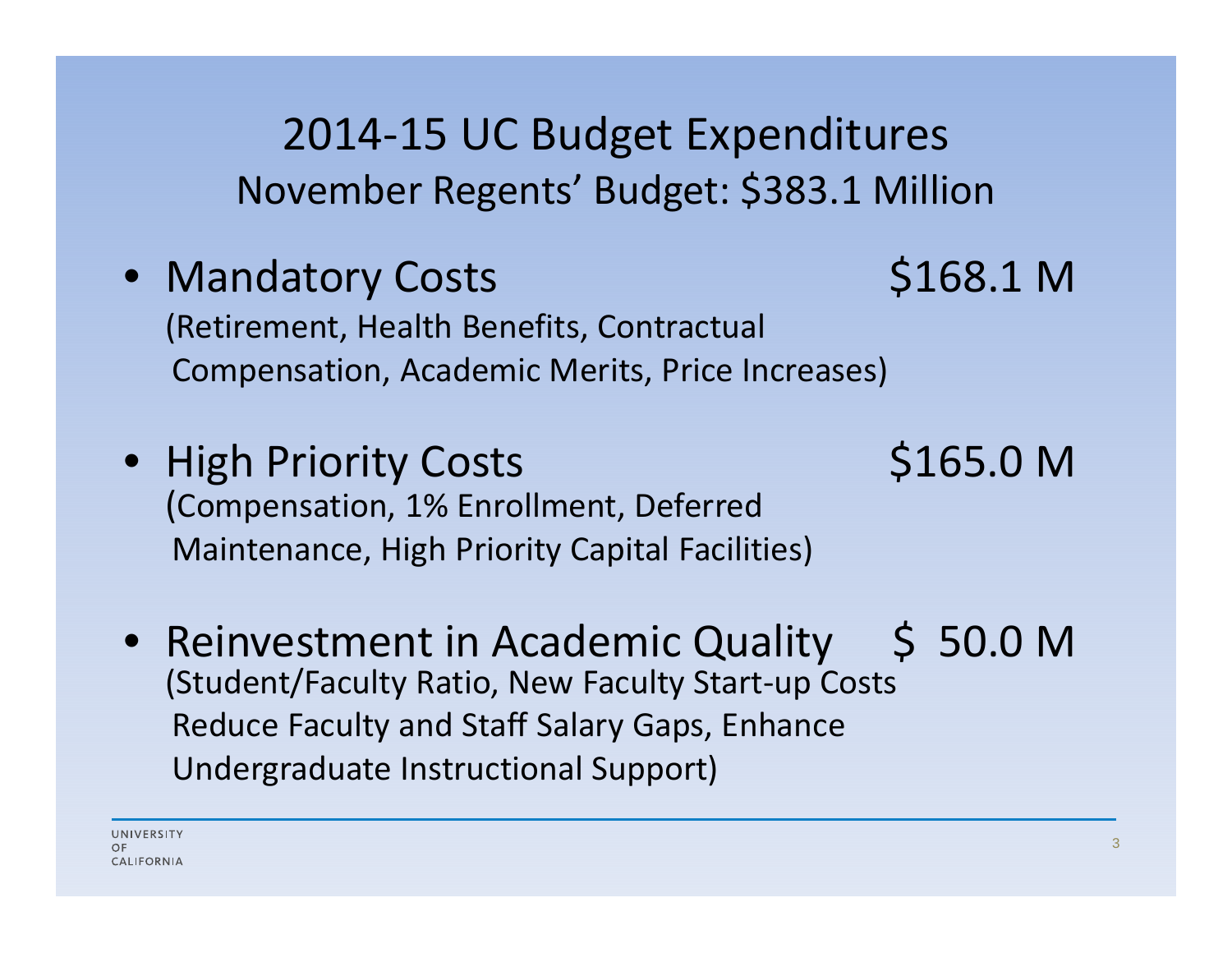# 2014-15 UC Budget Expenditures

## November Regents' Budget: $383.1 Million

- **Mandatory Costs** — $168.1 M
  (Retirement, Health Benefits, Contractual Compensation, Academic Merits, Price Increases)

- **High Priority Costs** — $165.0 M
  (Compensation, 1% Enrollment, Deferred Maintenance, High Priority Capital Facilities)

- **Reinvestment in Academic Quality** — $ 50.0 M
  (Student/Faculty Ratio, New Faculty Start-up Costs Reduce Faculty and Staff Salary Gaps, Enhance Undergraduate Instructional Support)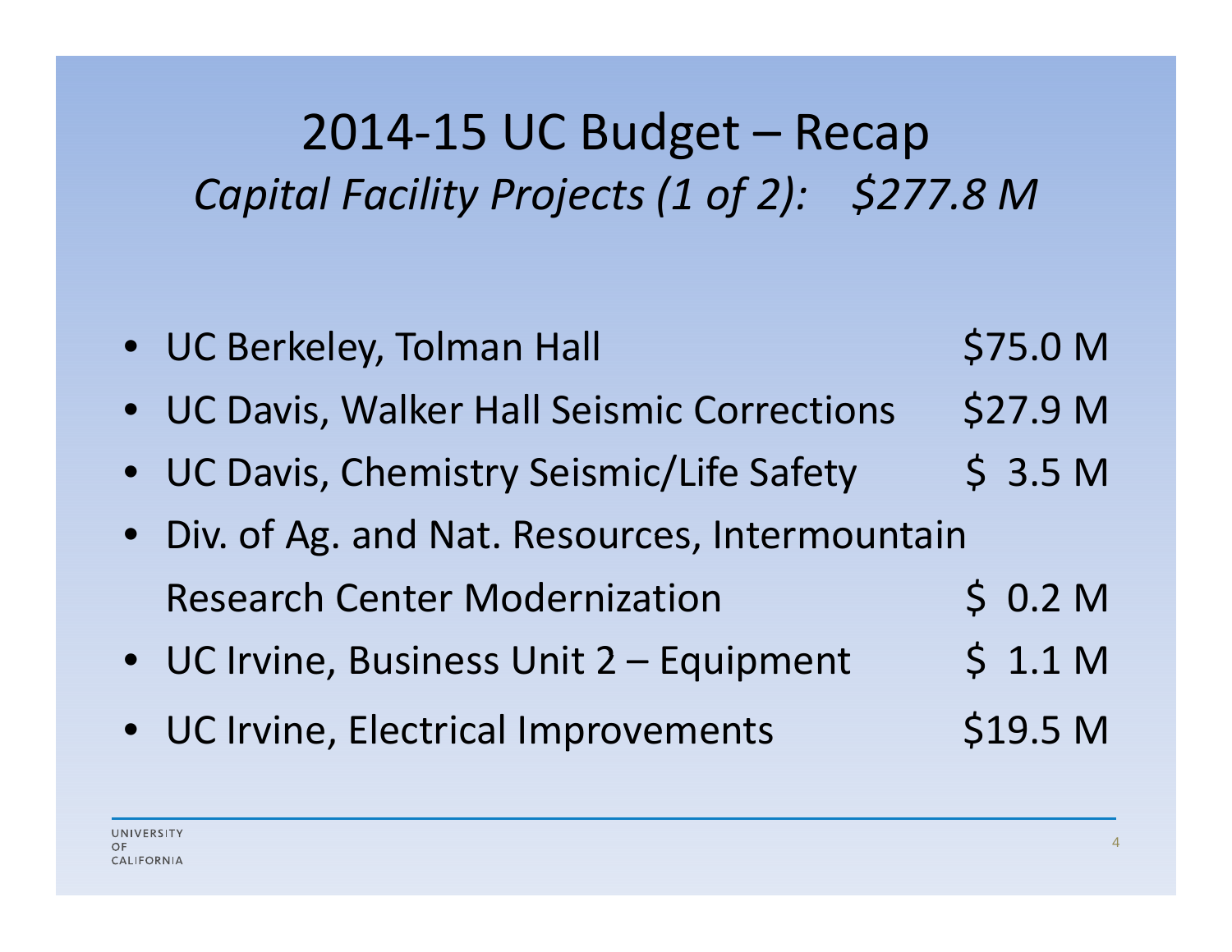# 2014-15 UC Budget – Recap

## *Capital Facility Projects (1 of 2): $277.8 M*

- UC Berkeley, Tolman Hall $75.0 M
- UC Davis, Walker Hall Seismic Corrections $27.9 M
- UC Davis, Chemistry Seismic/Life Safety $ 3.5 M
- Div. of Ag. and Nat. Resources, Intermountain Research Center Modernization $ 0.2 M
- UC Irvine, Business Unit 2 – Equipment $ 1.1 M
- UC Irvine, Electrical Improvements $19.5 M

UNIVERSITY OF CALIFORNIA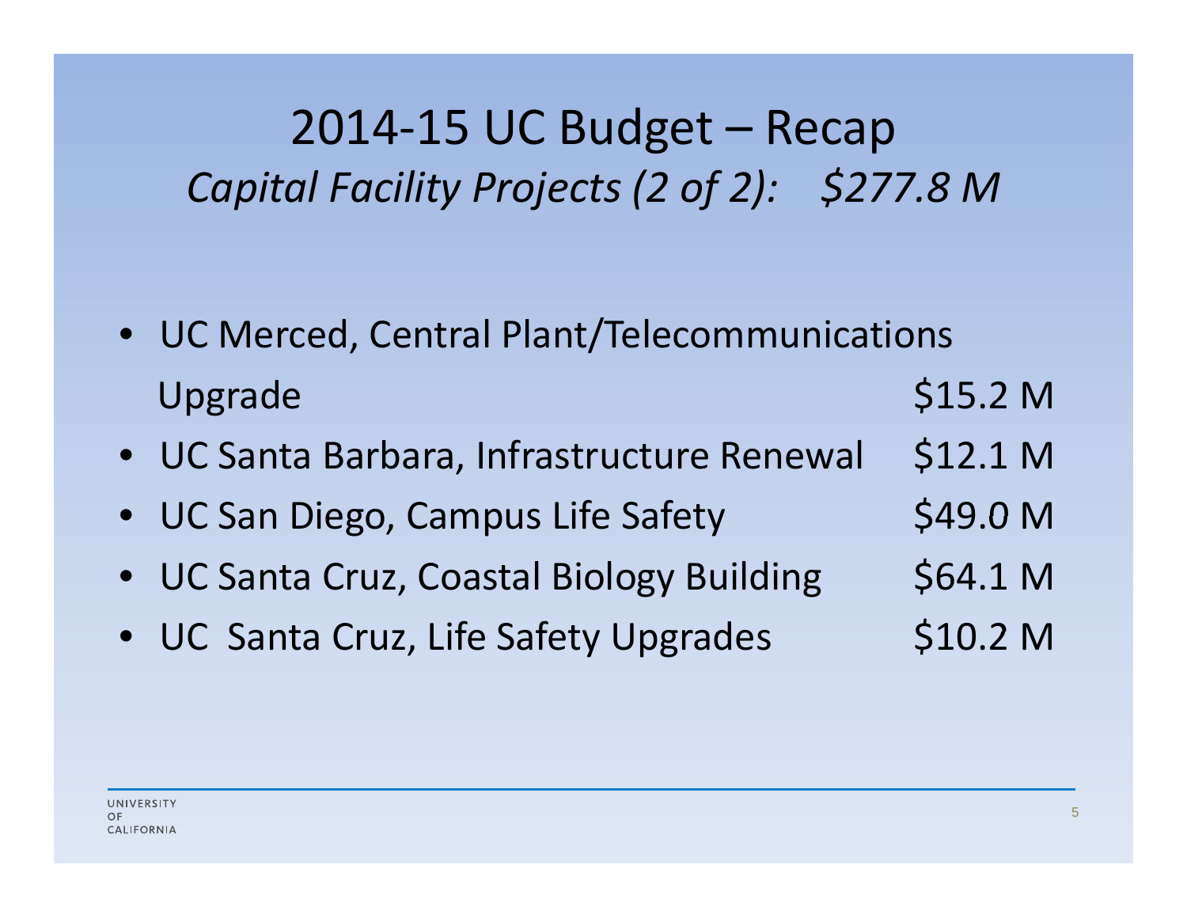# 2014-15 UC Budget – Recap

## *Capital Facility Projects (2 of 2): $277.8 M*

- UC Merced, Central Plant/Telecommunications Upgrade — $15.2 M
- UC Santa Barbara, Infrastructure Renewal — $12.1 M
- UC San Diego, Campus Life Safety — $49.0 M
- UC Santa Cruz, Coastal Biology Building — $64.1 M
- UC Santa Cruz, Life Safety Upgrades — $10.2 M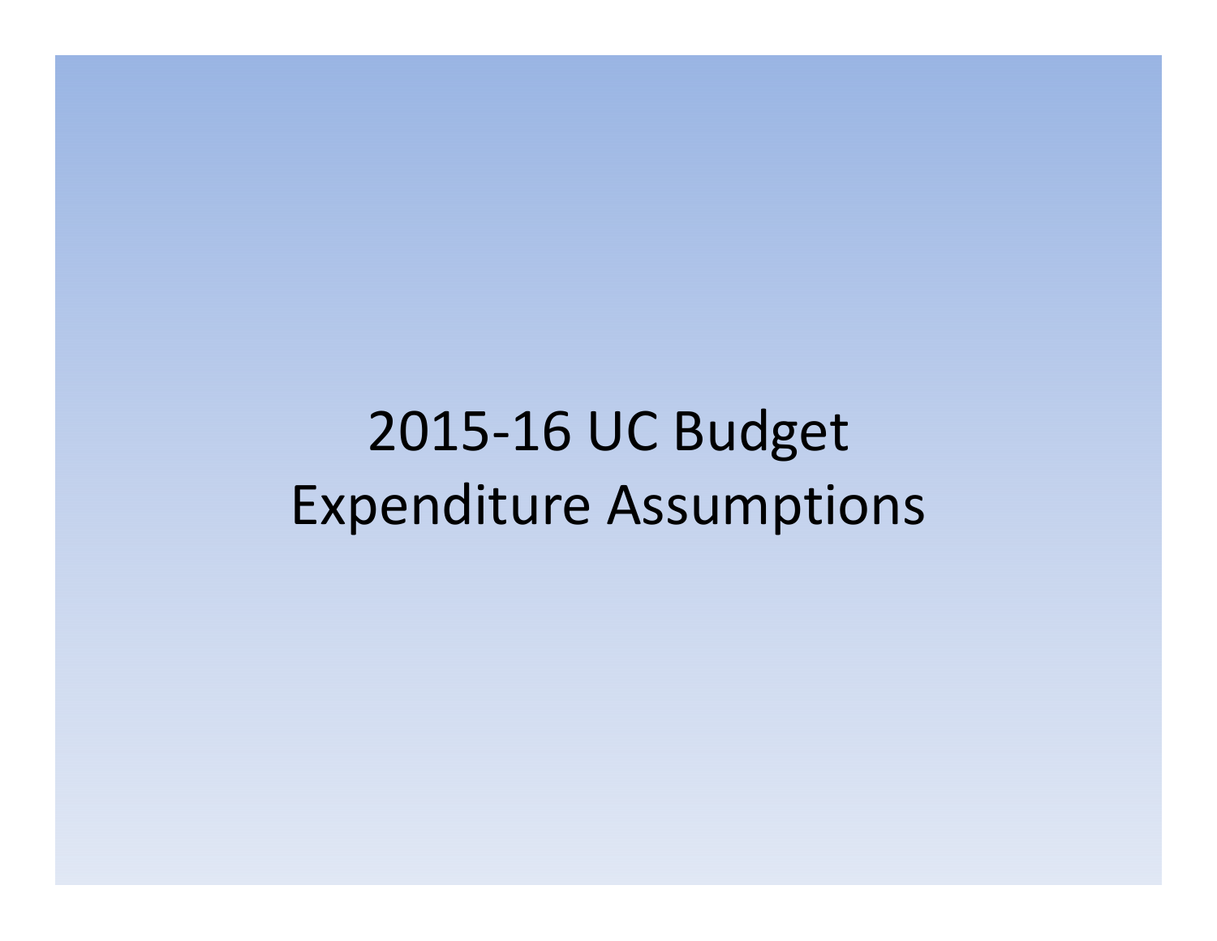# 2015-16 UC Budget Expenditure Assumptions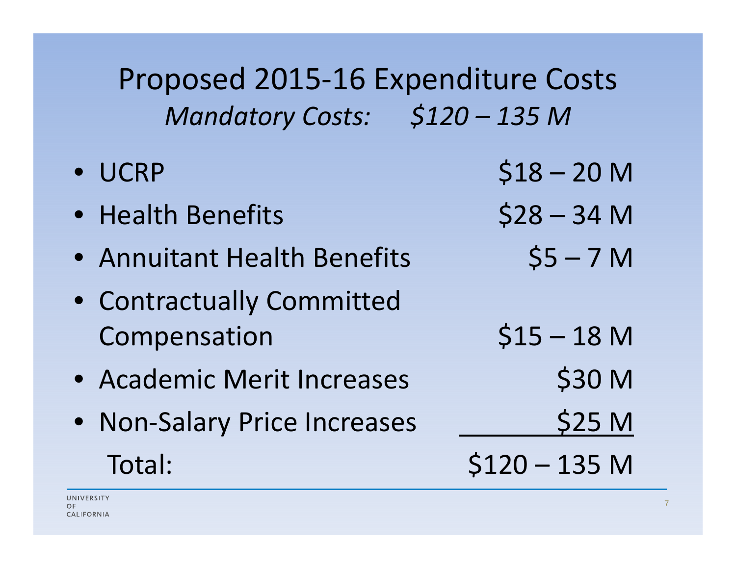# Proposed 2015-16 Expenditure Costs

## *Mandatory Costs: $120 – 135 M*

| Item | Cost |
|---|---|
| UCRP | $18 – 20 M |
| Health Benefits | $28 – 34 M |
| Annuitant Health Benefits | $5 – 7 M |
| Contractually Committed Compensation | $15 – 18 M |
| Academic Merit Increases | $30 M |
| Non-Salary Price Increases | $25 M |
| Total: | $120 – 135 M |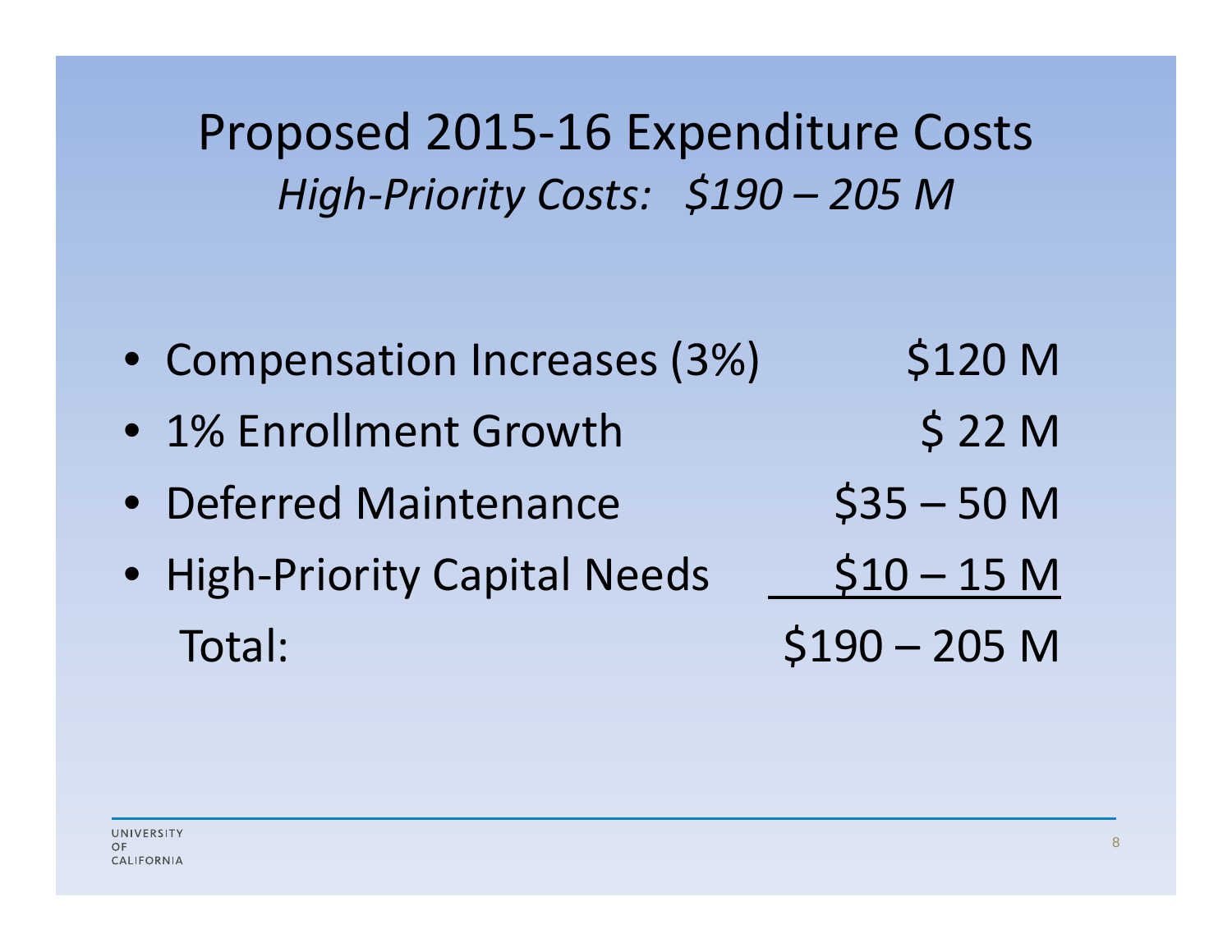# Proposed 2015-16 Expenditure Costs

## *High-Priority Costs: $190 – 205 M*

| Item | Cost |
|---|---|
| Compensation Increases (3%) | $120 M |
| 1% Enrollment Growth | $ 22 M |
| Deferred Maintenance | $35 – 50 M |
| High-Priority Capital Needs | $10 – 15 M |
| Total: | $190 – 205 M |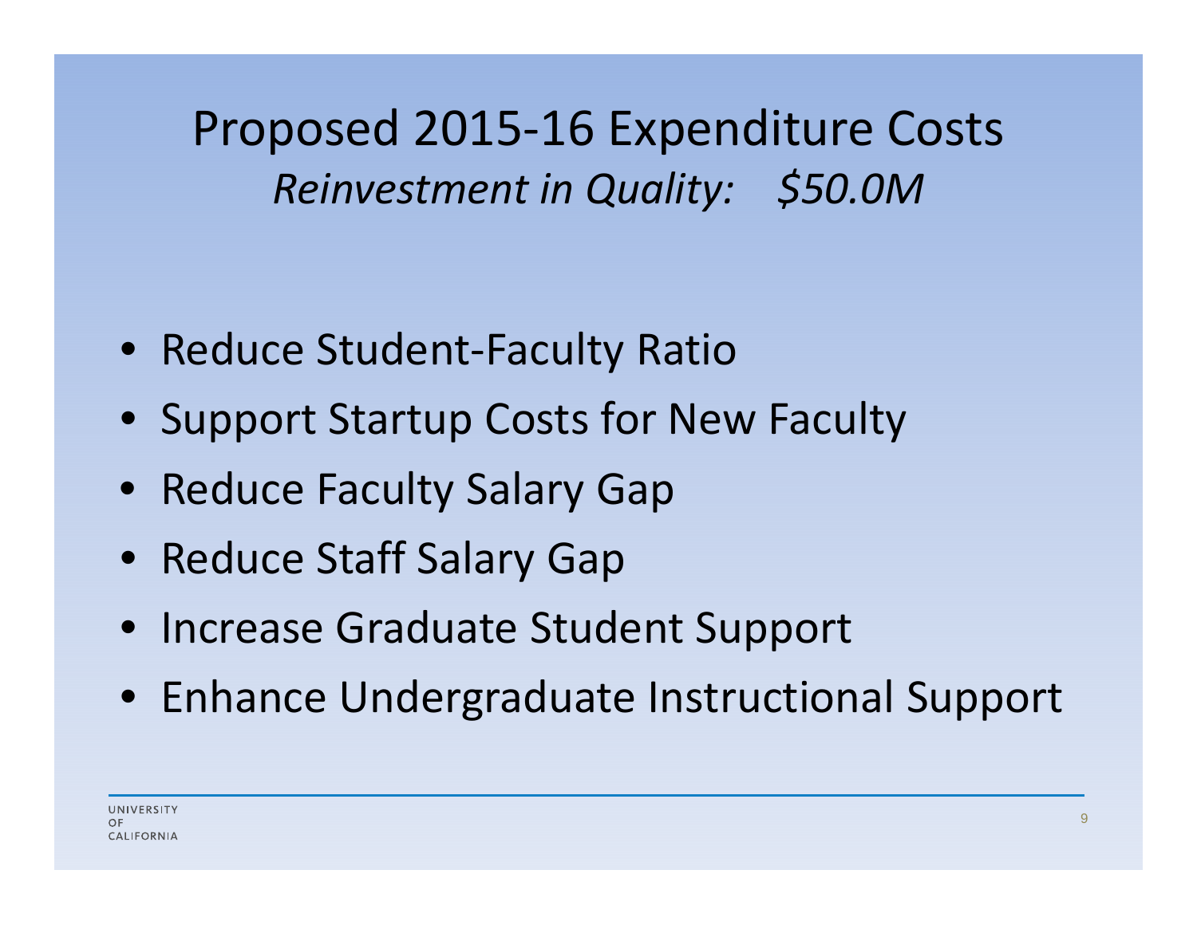# Proposed 2015-16 Expenditure Costs

*Reinvestment in Quality: $50.0M*

- Reduce Student-Faculty Ratio
- Support Startup Costs for New Faculty
- Reduce Faculty Salary Gap
- Reduce Staff Salary Gap
- Increase Graduate Student Support
- Enhance Undergraduate Instructional Support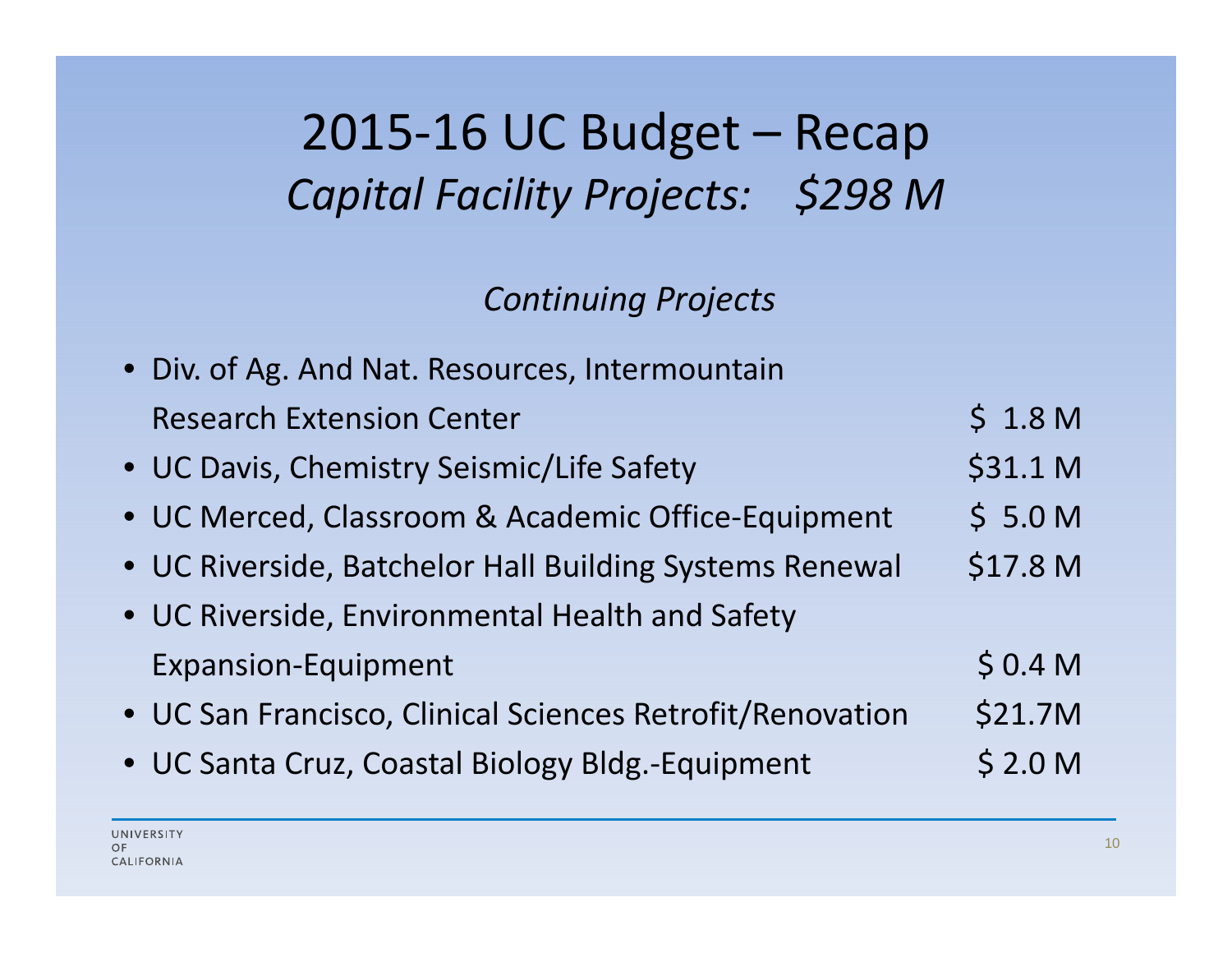# 2015-16 UC Budget – Recap

## *Capital Facility Projects: $298 M*

### *Continuing Projects*

- Div. of Ag. And Nat. Resources, Intermountain Research Extension Center — $ 1.8 M
- UC Davis, Chemistry Seismic/Life Safety — $31.1 M
- UC Merced, Classroom & Academic Office-Equipment — $ 5.0 M
- UC Riverside, Batchelor Hall Building Systems Renewal — $17.8 M
- UC Riverside, Environmental Health and Safety Expansion-Equipment — $ 0.4 M
- UC San Francisco, Clinical Sciences Retrofit/Renovation — $21.7M
- UC Santa Cruz, Coastal Biology Bldg.-Equipment — $ 2.0 M

UNIVERSITY OF CALIFORNIA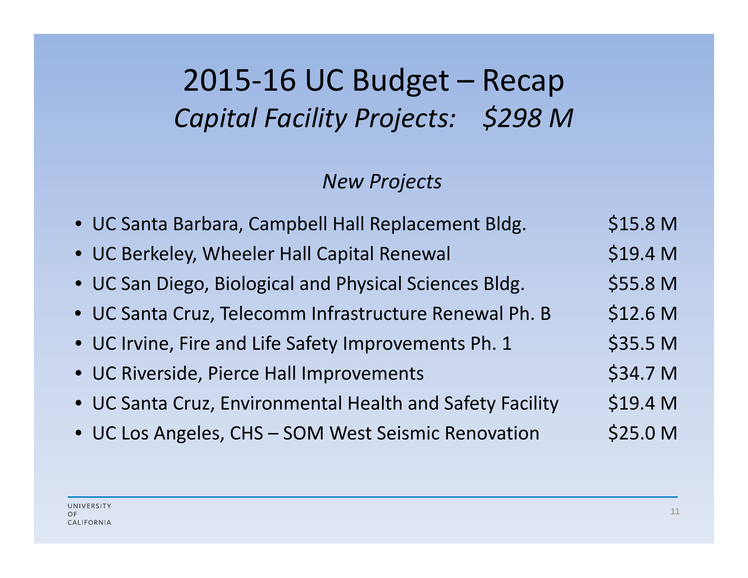# 2015-16 UC Budget – Recap

## *Capital Facility Projects: $298 M*

### *New Projects*

| Project | Amount |
|---|---|
| UC Santa Barbara, Campbell Hall Replacement Bldg. | $15.8 M |
| UC Berkeley, Wheeler Hall Capital Renewal | $19.4 M |
| UC San Diego, Biological and Physical Sciences Bldg. | $55.8 M |
| UC Santa Cruz, Telecomm Infrastructure Renewal Ph. B | $12.6 M |
| UC Irvine, Fire and Life Safety Improvements Ph. 1 | $35.5 M |
| UC Riverside, Pierce Hall Improvements | $34.7 M |
| UC Santa Cruz, Environmental Health and Safety Facility | $19.4 M |
| UC Los Angeles, CHS – SOM West Seismic Renovation | $25.0 M |

UNIVERSITY OF CALIFORNIA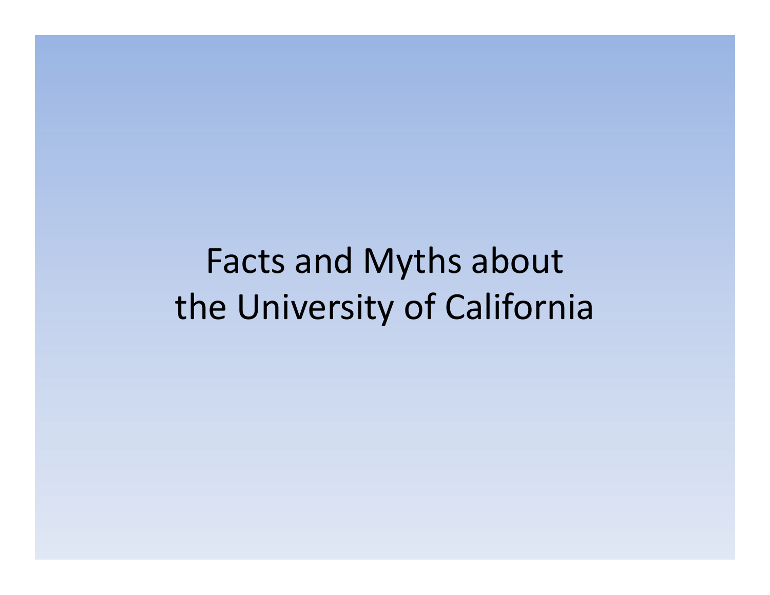# Facts and Myths about the University of California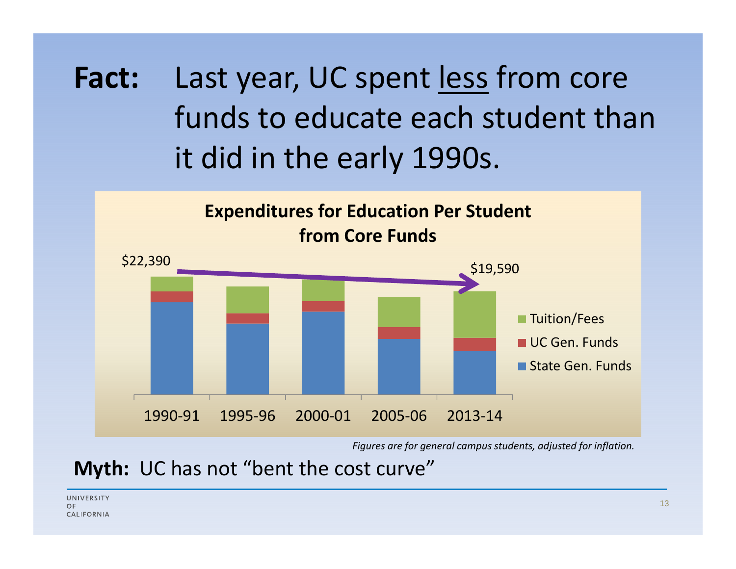**Fact:** Last year, UC spent <u>less</u> from core funds to educate each student than it did in the early 1990s.

**Expenditures for Education Per Student from Core Funds**

$22,390 → $19,590

Legend: Tuition/Fees; UC Gen. Funds; State Gen. Funds

1990-91 | 1995-96 | 2000-01 | 2005-06 | 2013-14

*Figures are for general campus students, adjusted for inflation.*

**Myth:** UC has not "bent the cost curve"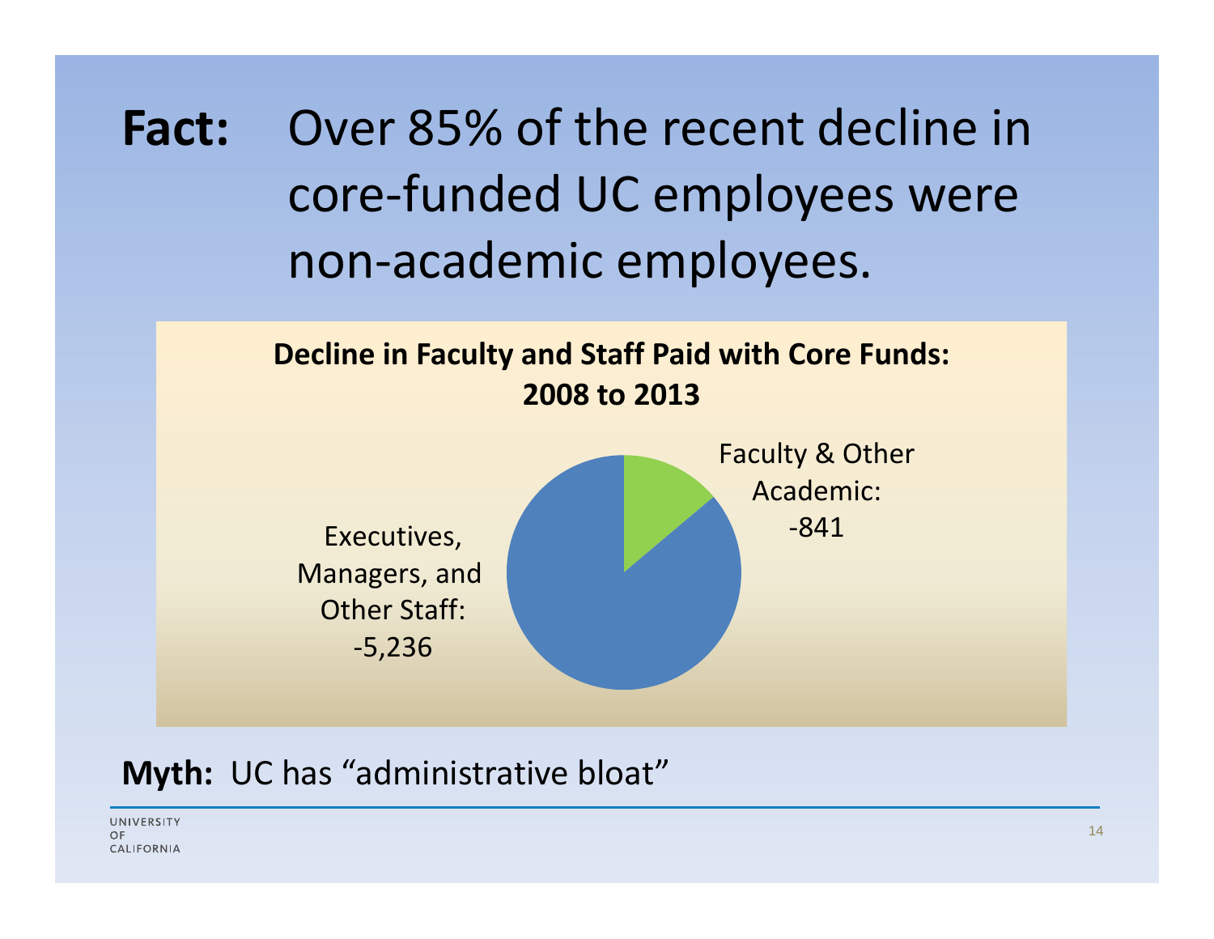**Fact:** Over 85% of the recent decline in core-funded UC employees were non-academic employees.

**Decline in Faculty and Staff Paid with Core Funds: 2008 to 2013**

Executives, Managers, and Other Staff: -5,236

Faculty & Other Academic: -841

**Myth:** UC has "administrative bloat"

UNIVERSITY OF CALIFORNIA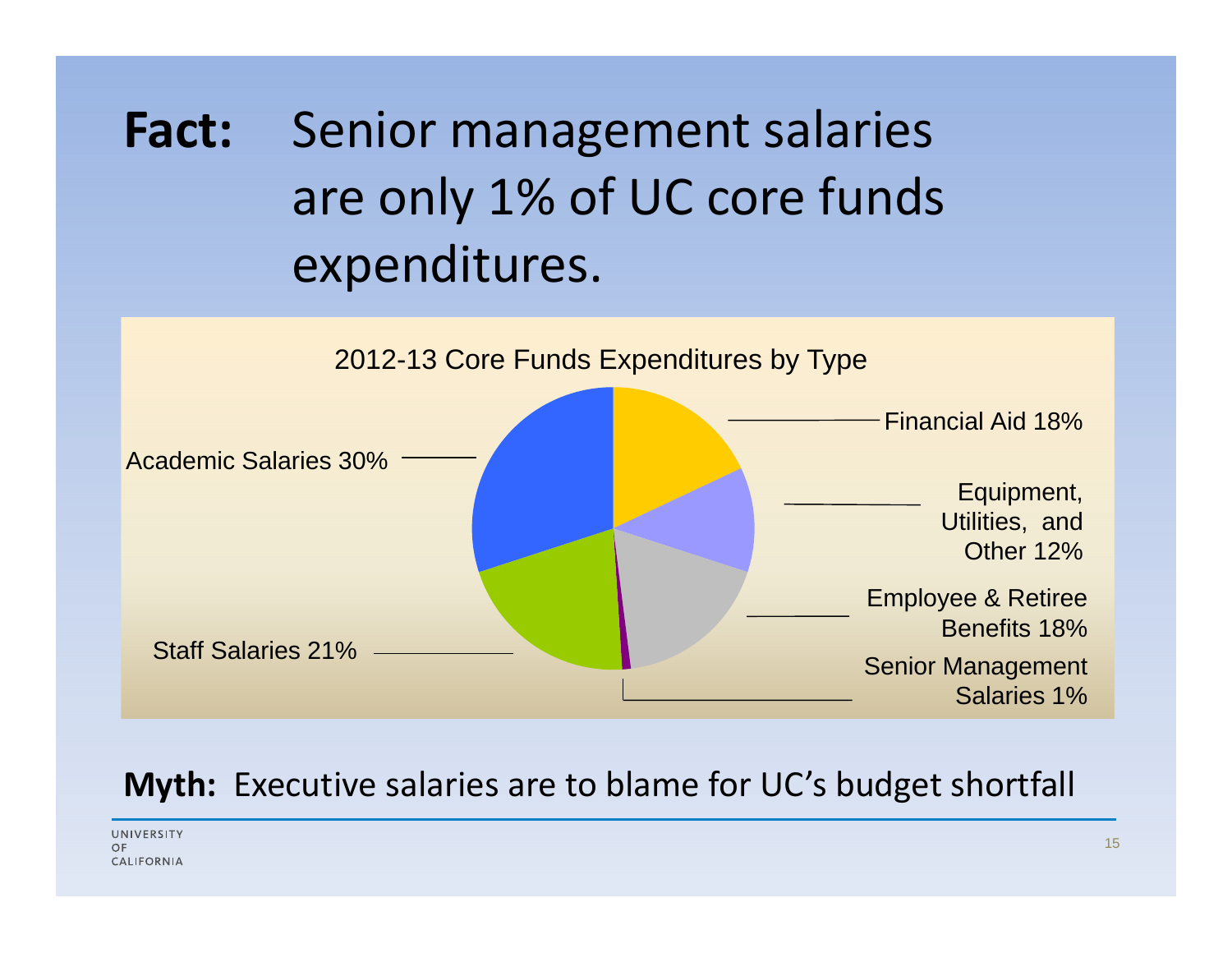# **Fact:** Senior management salaries are only 1% of UC core funds expenditures.

2012-13 Core Funds Expenditures by Type

| Type | Share |
|---|---|
| Academic Salaries | 30% |
| Financial Aid | 18% |
| Equipment, Utilities, and Other | 12% |
| Employee & Retiree Benefits | 18% |
| Senior Management Salaries | 1% |
| Staff Salaries | 21% |

**Myth:** Executive salaries are to blame for UC's budget shortfall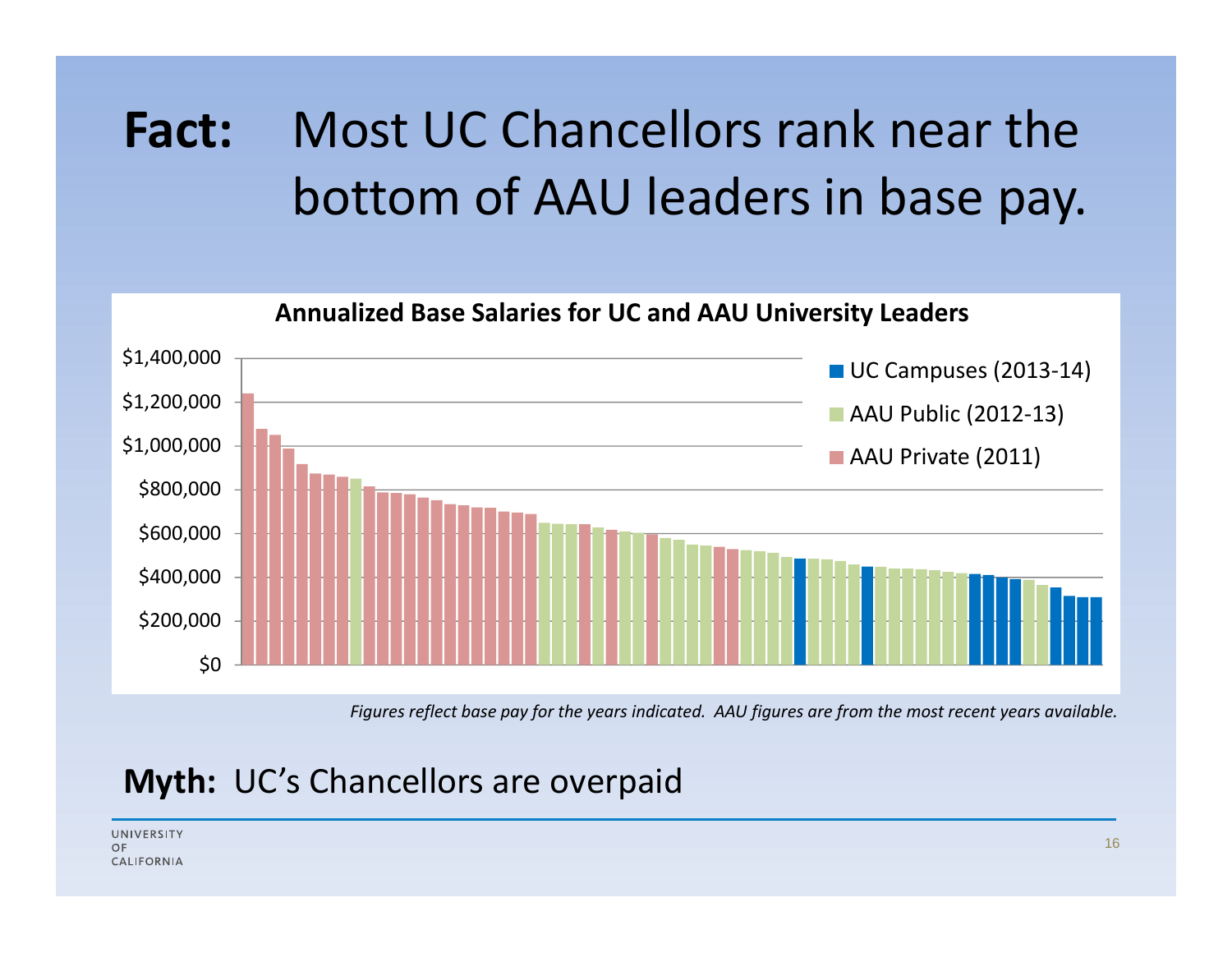# **Fact:** Most UC Chancellors rank near the bottom of AAU leaders in base pay.

**Annualized Base Salaries for UC and AAU University Leaders**

Legend: UC Campuses (2013-14); AAU Public (2012-13); AAU Private (2011)

Y-axis: $0; $200,000; $400,000; $600,000; $800,000; $1,000,000; $1,200,000; $1,400,000

*Figures reflect base pay for the years indicated. AAU figures are from the most recent years available.*

**Myth:** UC's Chancellors are overpaid

UNIVERSITY OF CALIFORNIA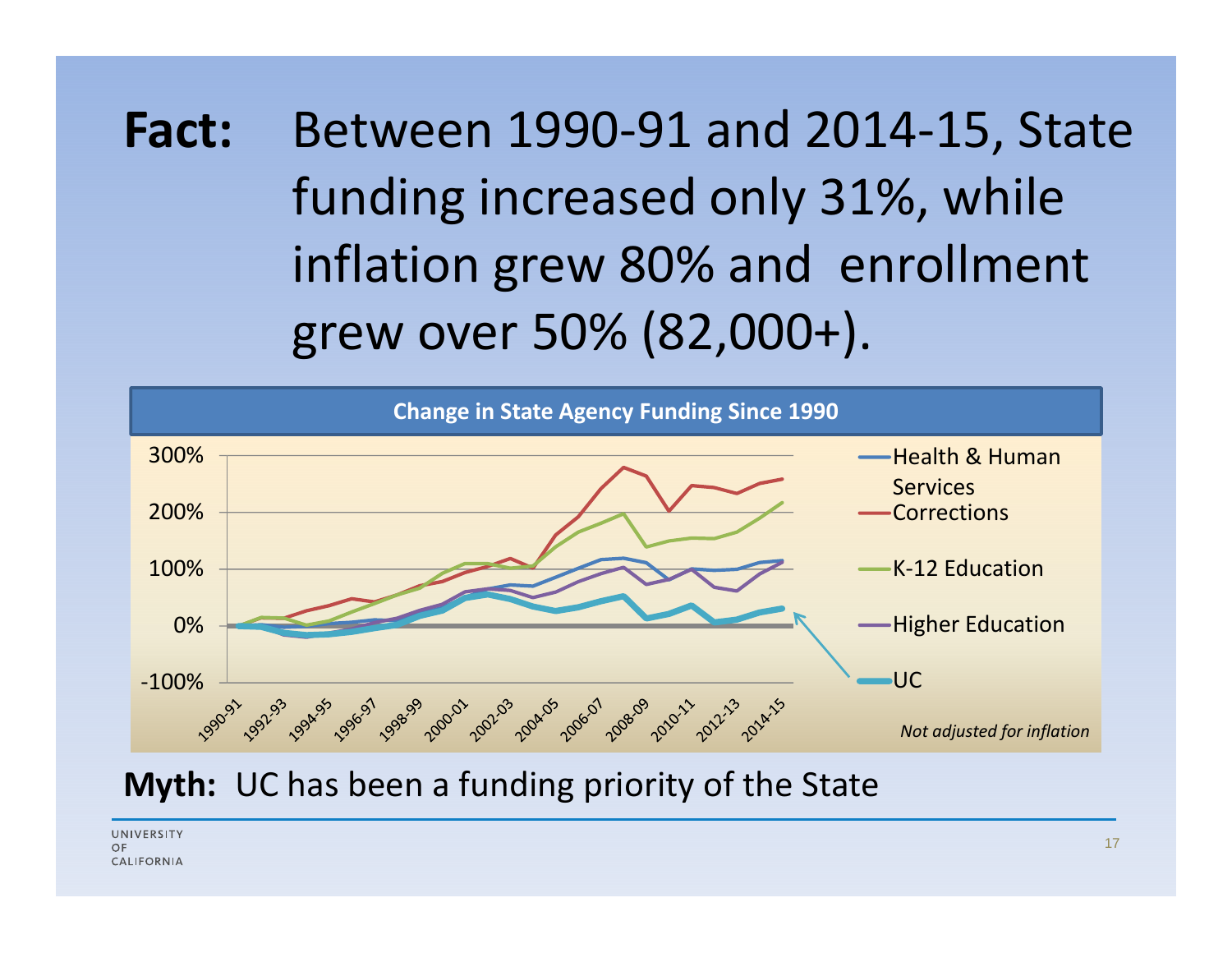**Fact:** Between 1990-91 and 2014-15, State funding increased only 31%, while inflation grew 80% and enrollment grew over 50% (82,000+).

**Change in State Agency Funding Since 1990**

- Health & Human Services
- Corrections
- K-12 Education
- Higher Education
- UC

*Not adjusted for inflation*

**Myth:** UC has been a funding priority of the State

UNIVERSITY OF CALIFORNIA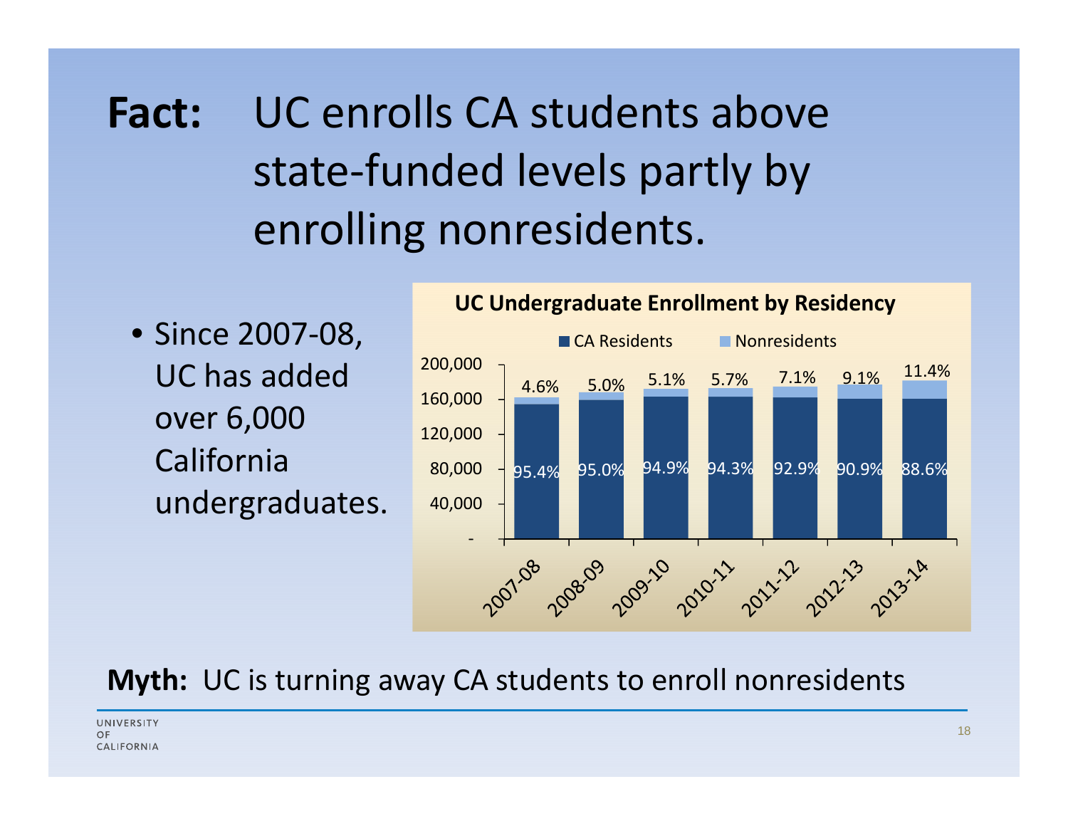# **Fact:** UC enrolls CA students above state-funded levels partly by enrolling nonresidents.

- Since 2007-08, UC has added over 6,000 California undergraduates.

**UC Undergraduate Enrollment by Residency**

| Year | CA Residents | Nonresidents |
|---|---|---|
| 2007-08 | 95.4% | 4.6% |
| 2008-09 | 95.0% | 5.0% |
| 2009-10 | 94.9% | 5.1% |
| 2010-11 | 94.3% | 5.7% |
| 2011-12 | 92.9% | 7.1% |
| 2012-13 | 90.9% | 9.1% |
| 2013-14 | 88.6% | 11.4% |

**Myth:** UC is turning away CA students to enroll nonresidents

UNIVERSITY OF CALIFORNIA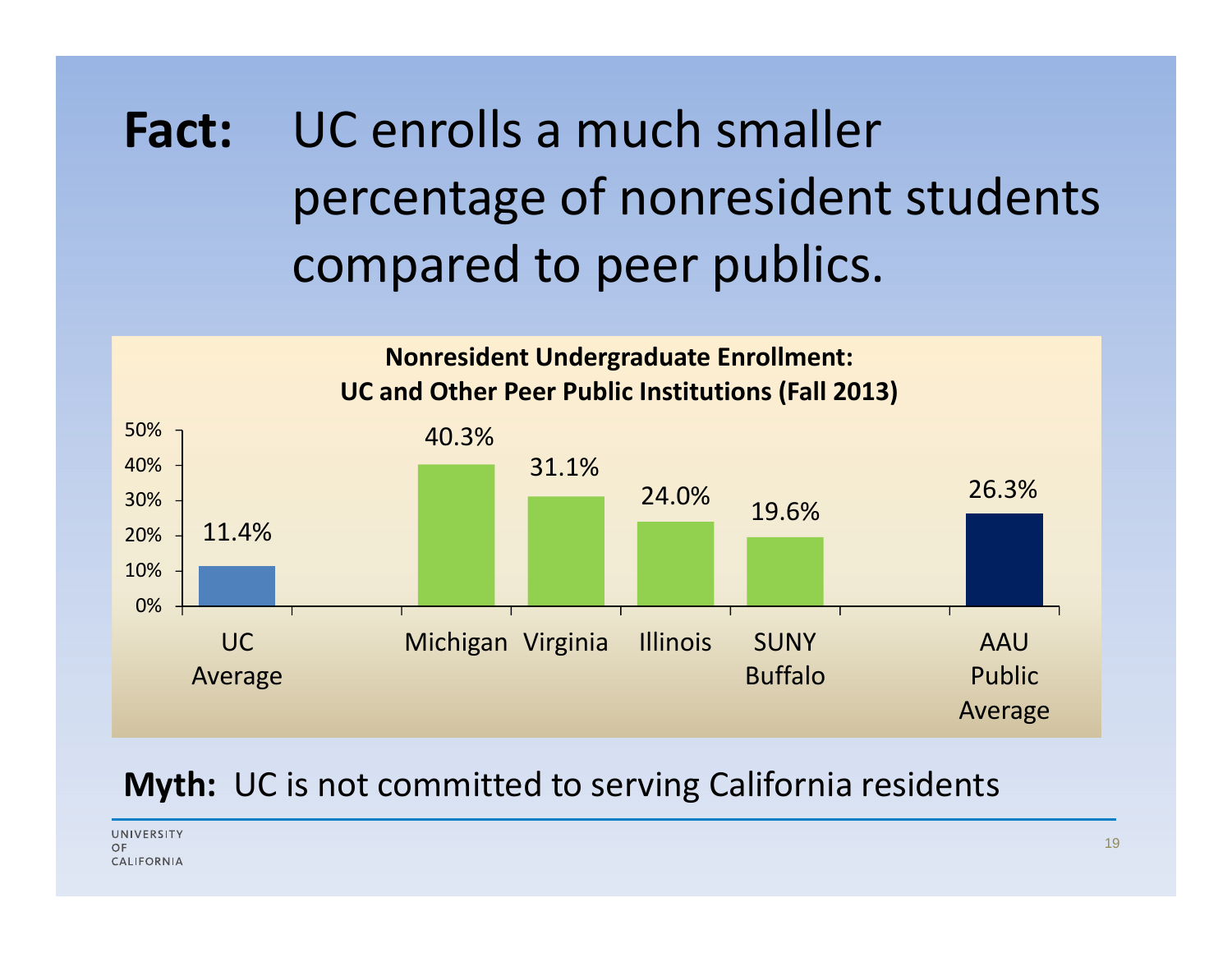# **Fact:** UC enrolls a much smaller percentage of nonresident students compared to peer publics.

**Nonresident Undergraduate Enrollment: UC and Other Peer Public Institutions (Fall 2013)**

| Institution | Nonresident Undergraduate Enrollment |
|---|---|
| UC Average | 11.4% |
| Michigan | 40.3% |
| Virginia | 31.1% |
| Illinois | 24.0% |
| SUNY Buffalo | 19.6% |
| AAU Public Average | 26.3% |

**Myth:** UC is not committed to serving California residents

UNIVERSITY OF CALIFORNIA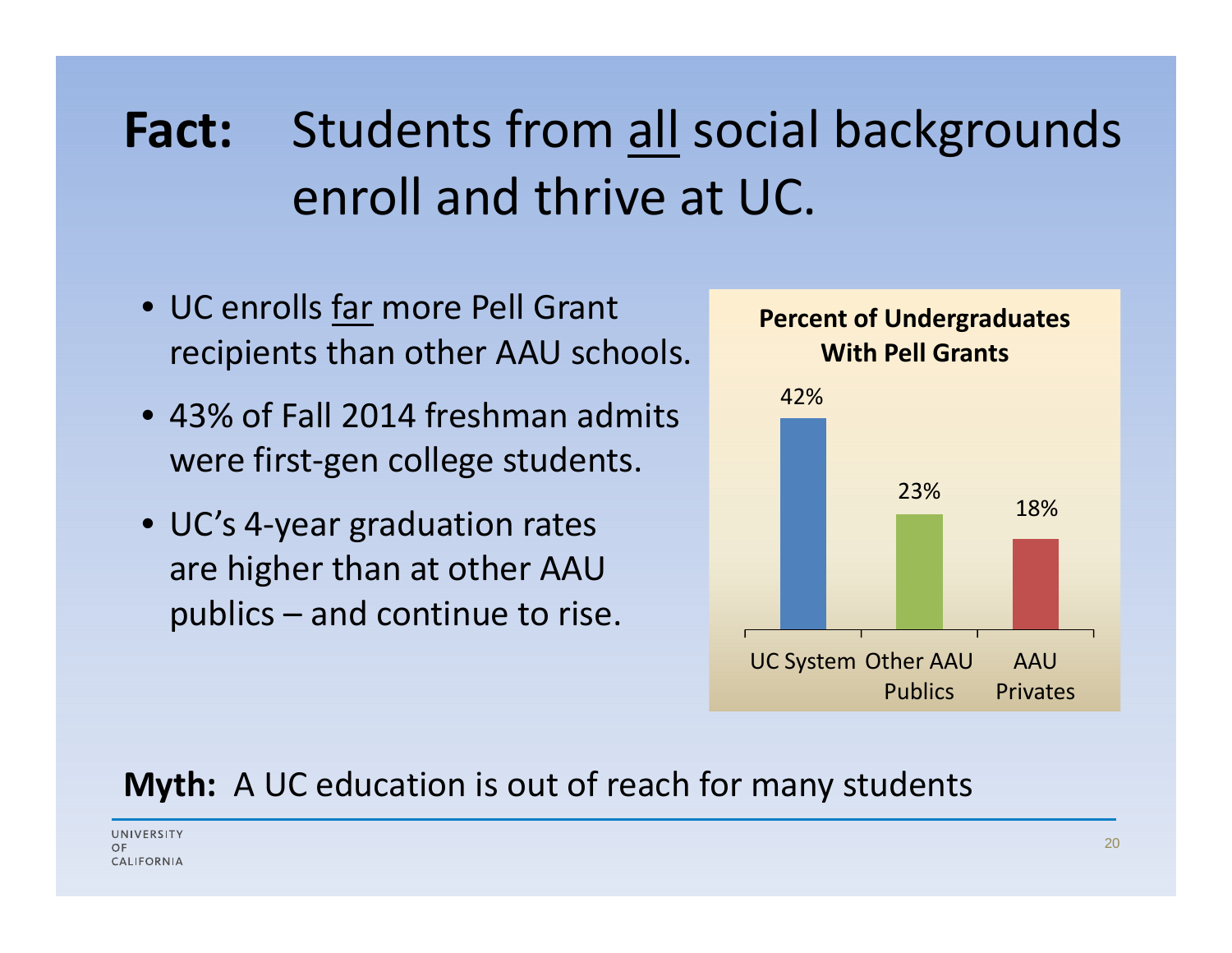# **Fact:** Students from all social backgrounds enroll and thrive at UC.

- UC enrolls far more Pell Grant recipients than other AAU schools.
- 43% of Fall 2014 freshman admits were first-gen college students.
- UC's 4-year graduation rates are higher than at other AAU publics – and continue to rise.

**Percent of Undergraduates With Pell Grants**

| UC System | Other AAU Publics | AAU Privates |
|---|---|---|
| 42% | 23% | 18% |

**Myth:** A UC education is out of reach for many students

UNIVERSITY OF CALIFORNIA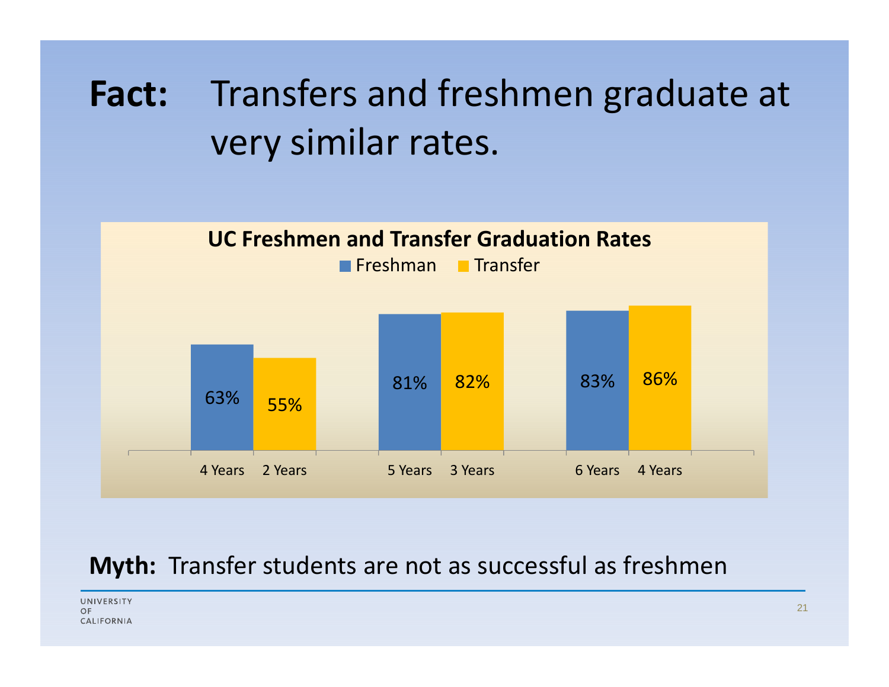# **Fact:** Transfers and freshmen graduate at very similar rates.

**UC Freshmen and Transfer Graduation Rates**

| Freshman | | Transfer | |
|---|---|---|---|
| 4 Years | 63% | 2 Years | 55% |
| 5 Years | 81% | 3 Years | 82% |
| 6 Years | 83% | 4 Years | 86% |

**Myth:** Transfer students are not as successful as freshmen

UNIVERSITY OF CALIFORNIA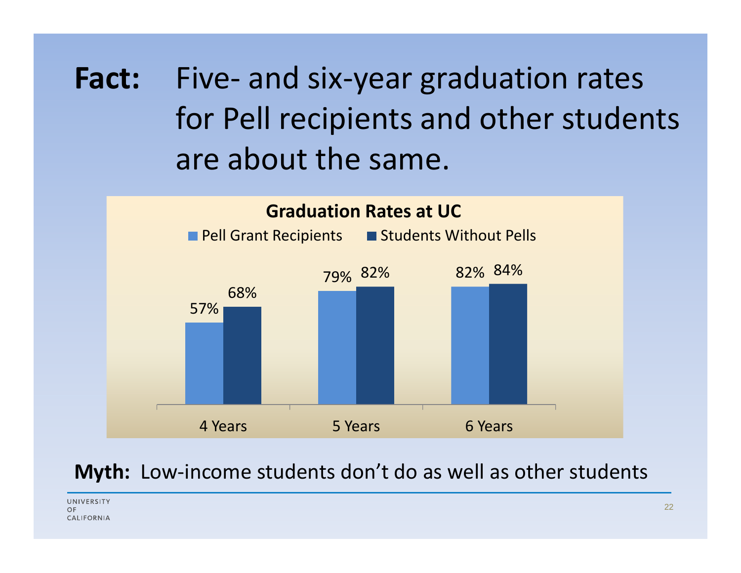**Fact:** Five- and six-year graduation rates for Pell recipients and other students are about the same.

**Graduation Rates at UC**

| | Pell Grant Recipients | Students Without Pells |
|---|---|---|
| 4 Years | 57% | 68% |
| 5 Years | 79% | 82% |
| 6 Years | 82% | 84% |

**Myth:** Low-income students don't do as well as other students

UNIVERSITY OF CALIFORNIA